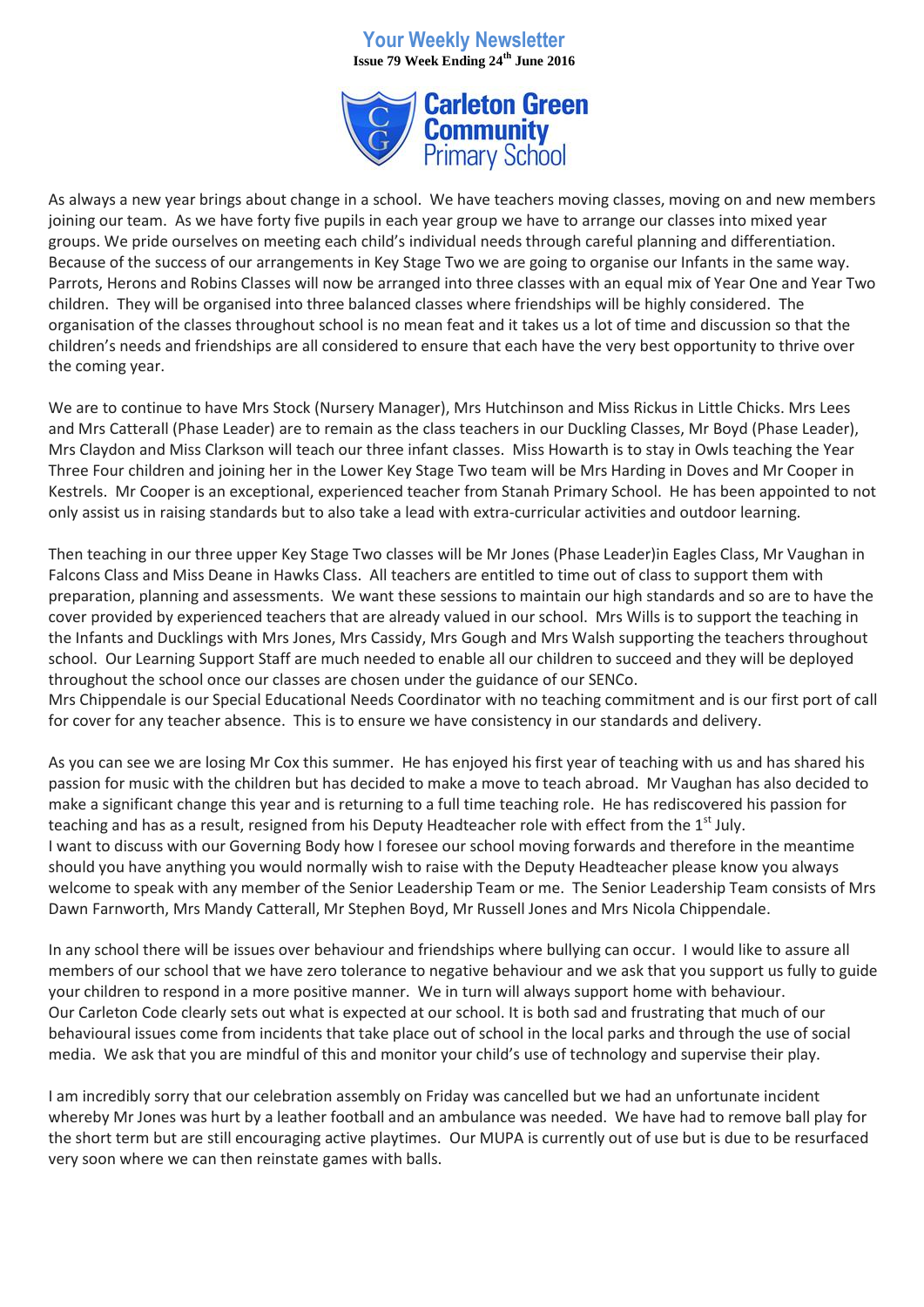# Your Weekly Newsletter

**Issue 79 Week Ending 24th June 2016**

**Carleton Green Community Primary School**

As always a new year brings about change in a school. We have teachers moving classes, moving on and new members joining our team. As we have forty five pupils in each year group we have to arrange our classes into mixed year groups. We pride ourselves on meeting each child's individual needs through careful planning and differentiation. Because of the success of our arrangements in Key Stage Two we are going to organise our Infants in the same way. Parrots, Herons and Robins Classes will now be arranged into three classes with an equal mix of Year One and Year Two children. They will be organised into three balanced classes where friendships will be highly considered. The organisation of the classes throughout school is no mean feat and it takes us a lot of time and discussion so that the children's needs and friendships are all considered to ensure that each have the very best opportunity to thrive over the coming year.

We are to continue to have Mrs Stock (Nursery Manager), Mrs Hutchinson and Miss Rickus in Little Chicks. Mrs Lees and Mrs Catterall (Phase Leader) are to remain as the class teachers in our Duckling Classes, Mr Boyd (Phase Leader), Mrs Claydon and Miss Clarkson will teach our three infant classes. Miss Howarth is to stay in Owls teaching the Year Three Four children and joining her in the Lower Key Stage Two team will be Mrs Harding in Doves and Mr Cooper in Kestrels. Mr Cooper is an exceptional, experienced teacher from Stanah Primary School. He has been appointed to not only assist us in raising standards but to also take a lead with extra-curricular activities and outdoor learning.

Then teaching in our three upper Key Stage Two classes will be Mr Jones (Phase Leader)in Eagles Class, Mr Vaughan in Falcons Class and Miss Deane in Hawks Class. All teachers are entitled to time out of class to support them with preparation, planning and assessments. We want these sessions to maintain our high standards and so are to have the cover provided by experienced teachers that are already valued in our school. Mrs Wills is to support the teaching in the Infants and Ducklings with Mrs Jones, Mrs Cassidy, Mrs Gough and Mrs Walsh supporting the teachers throughout school. Our Learning Support Staff are much needed to enable all our children to succeed and they will be deployed throughout the school once our classes are chosen under the guidance of our SENCo.
Mrs Chippendale is our Special Educational Needs Coordinator with no teaching commitment and is our first port of call for cover for any teacher absence. This is to ensure we have consistency in our standards and delivery.

As you can see we are losing Mr Cox this summer. He has enjoyed his first year of teaching with us and has shared his passion for music with the children but has decided to make a move to teach abroad. Mr Vaughan has also decided to make a significant change this year and is returning to a full time teaching role. He has rediscovered his passion for teaching and has as a result, resigned from his Deputy Headteacher role with effect from the 1st July.
I want to discuss with our Governing Body how I foresee our school moving forwards and therefore in the meantime should you have anything you would normally wish to raise with the Deputy Headteacher please know you always welcome to speak with any member of the Senior Leadership Team or me. The Senior Leadership Team consists of Mrs Dawn Farnworth, Mrs Mandy Catterall, Mr Stephen Boyd, Mr Russell Jones and Mrs Nicola Chippendale.

In any school there will be issues over behaviour and friendships where bullying can occur. I would like to assure all members of our school that we have zero tolerance to negative behaviour and we ask that you support us fully to guide your children to respond in a more positive manner. We in turn will always support home with behaviour.
Our Carleton Code clearly sets out what is expected at our school. It is both sad and frustrating that much of our behavioural issues come from incidents that take place out of school in the local parks and through the use of social media. We ask that you are mindful of this and monitor your child's use of technology and supervise their play.

I am incredibly sorry that our celebration assembly on Friday was cancelled but we had an unfortunate incident whereby Mr Jones was hurt by a leather football and an ambulance was needed. We have had to remove ball play for the short term but are still encouraging active playtimes. Our MUPA is currently out of use but is due to be resurfaced very soon where we can then reinstate games with balls.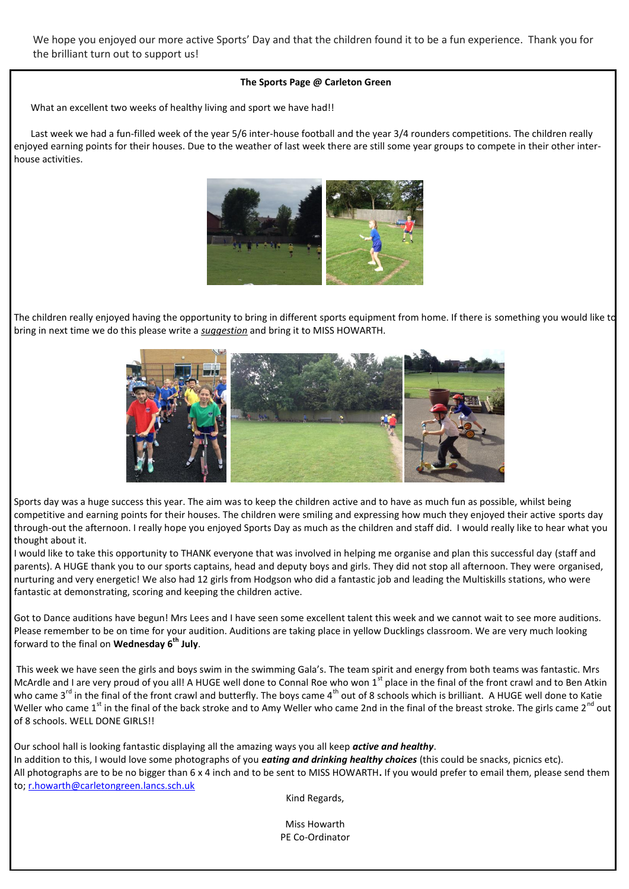We hope you enjoyed our more active Sports' Day and that the children found it to be a fun experience. Thank you for the brilliant turn out to support us!

**The Sports Page @ Carleton Green**

What an excellent two weeks of healthy living and sport we have had!!

Last week we had a fun-filled week of the year 5/6 inter-house football and the year 3/4 rounders competitions. The children really enjoyed earning points for their houses. Due to the weather of last week there are still some year groups to compete in their other inter-house activities.

The children really enjoyed having the opportunity to bring in different sports equipment from home. If there is something you would like to bring in next time we do this please write a *suggestion* and bring it to MISS HOWARTH.

Sports day was a huge success this year. The aim was to keep the children active and to have as much fun as possible, whilst being competitive and earning points for their houses. The children were smiling and expressing how much they enjoyed their active sports day through-out the afternoon. I really hope you enjoyed Sports Day as much as the children and staff did. I would really like to hear what you thought about it.

I would like to take this opportunity to THANK everyone that was involved in helping me organise and plan this successful day (staff and parents). A HUGE thank you to our sports captains, head and deputy boys and girls. They did not stop all afternoon. They were organised, nurturing and very energetic! We also had 12 girls from Hodgson who did a fantastic job and leading the Multiskills stations, who were fantastic at demonstrating, scoring and keeping the children active.

Got to Dance auditions have begun! Mrs Lees and I have seen some excellent talent this week and we cannot wait to see more auditions. Please remember to be on time for your audition. Auditions are taking place in yellow Ducklings classroom. We are very much looking forward to the final on **Wednesday 6th July**.

This week we have seen the girls and boys swim in the swimming Gala's. The team spirit and energy from both teams was fantastic. Mrs McArdle and I are very proud of you all! A HUGE well done to Connal Roe who won 1st place in the final of the front crawl and to Ben Atkin who came 3rd in the final of the front crawl and butterfly. The boys came 4th out of 8 schools which is brilliant. A HUGE well done to Katie Weller who came 1st in the final of the back stroke and to Amy Weller who came 2nd in the final of the breast stroke. The girls came 2nd out of 8 schools. WELL DONE GIRLS!!

Our school hall is looking fantastic displaying all the amazing ways you all keep ***active and healthy***.

In addition to this, I would love some photographs of you ***eating and drinking healthy choices*** (this could be snacks, picnics etc).

All photographs are to be no bigger than 6 x 4 inch and to be sent to MISS HOWARTH**.** If you would prefer to email them, please send them to; r.howarth@carletongreen.lancs.sch.uk

Kind Regards,

Miss Howarth
PE Co-Ordinator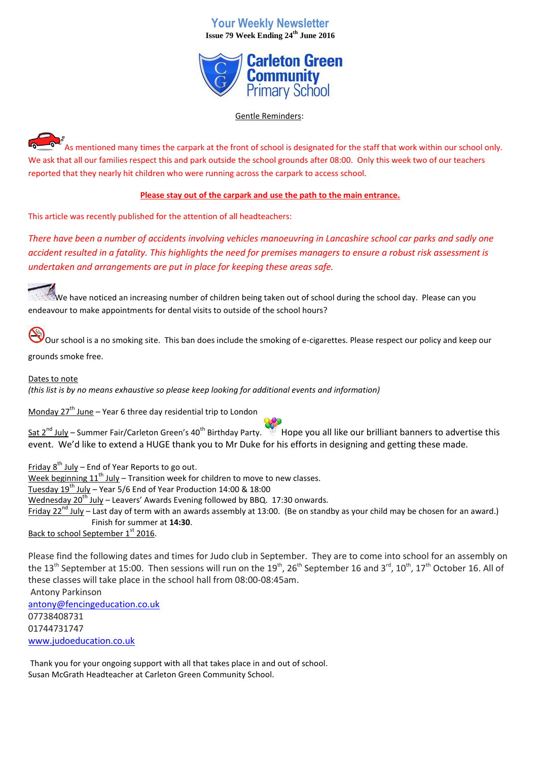# Your Weekly Newsletter

**Issue 79 Week Ending 24th June 2016**

## Carleton Green Community Primary School

Gentle Reminders:

As mentioned many times the carpark at the front of school is designated for the staff that work within our school only. We ask that all our families respect this and park outside the school grounds after 08:00. Only this week two of our teachers reported that they nearly hit children who were running across the carpark to access school.

**Please stay out of the carpark and use the path to the main entrance.**

This article was recently published for the attention of all headteachers:

*There have been a number of accidents involving vehicles manoeuvring in Lancashire school car parks and sadly one accident resulted in a fatality. This highlights the need for premises managers to ensure a robust risk assessment is undertaken and arrangements are put in place for keeping these areas safe.*

We have noticed an increasing number of children being taken out of school during the school day. Please can you endeavour to make appointments for dental visits to outside of the school hours?

Our school is a no smoking site. This ban does include the smoking of e-cigarettes. Please respect our policy and keep our grounds smoke free.

Dates to note

*(this list is by no means exhaustive so please keep looking for additional events and information)*

Monday 27th June – Year 6 three day residential trip to London

Sat 2nd July – Summer Fair/Carleton Green's 40th Birthday Party. Hope you all like our brilliant banners to advertise this event. We'd like to extend a HUGE thank you to Mr Duke for his efforts in designing and getting these made.

Friday 8th July – End of Year Reports to go out.
Week beginning 11th July – Transition week for children to move to new classes.
Tuesday 19th July – Year 5/6 End of Year Production 14:00 & 18:00
Wednesday 20th July – Leavers' Awards Evening followed by BBQ. 17:30 onwards.
Friday 22nd July – Last day of term with an awards assembly at 13:00. (Be on standby as your child may be chosen for an award.)
Finish for summer at **14:30**.
Back to school September 1st 2016.

Please find the following dates and times for Judo club in September. They are to come into school for an assembly on the 13th September at 15:00. Then sessions will run on the 19th, 26th September 16 and 3rd, 10th, 17th October 16. All of these classes will take place in the school hall from 08:00-08:45am.
Antony Parkinson
antony@fencingeducation.co.uk
07738408731
01744731747
www.judoeducation.co.uk

Thank you for your ongoing support with all that takes place in and out of school.
Susan McGrath Headteacher at Carleton Green Community School.